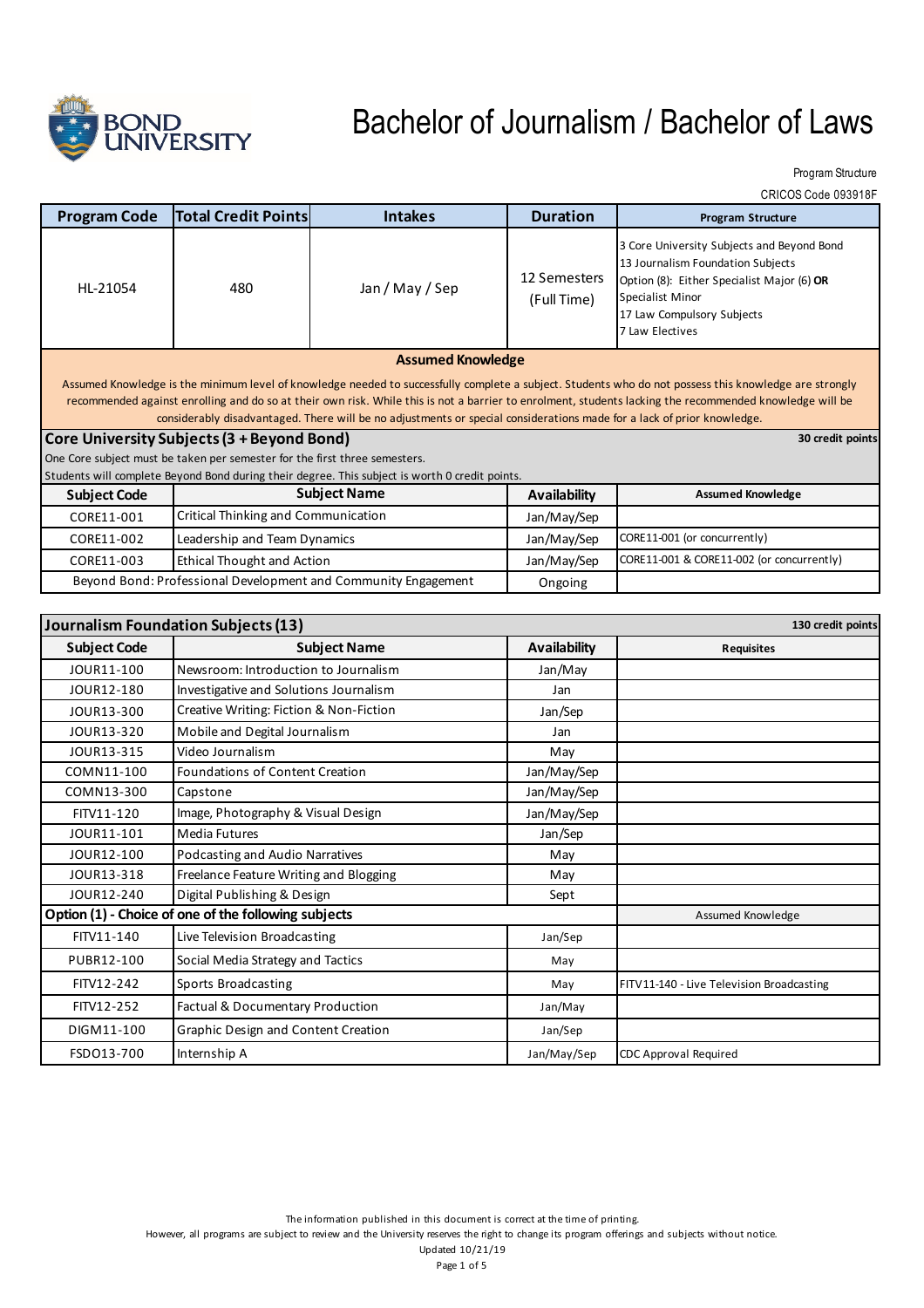# Bachelor of Journalism / Bachelor of Laws

Program Structure

CRICOS Code 093918F

| Program Code | Total Credit Points | Intakes | Duration | Program Structure |
|---|---|---|---|---|
| HL-21054 | 480 | Jan / May / Sep | 12 Semesters (Full Time) | 3 Core University Subjects and Beyond Bond<br>13 Journalism Foundation Subjects<br>Option (8): Either Specialist Major (6) **OR** Specialist Minor<br>17 Law Compulsory Subjects<br>7 Law Electives |

## Assumed Knowledge

Assumed Knowledge is the minimum level of knowledge needed to successfully complete a subject. Students who do not possess this knowledge are strongly recommended against enrolling and do so at their own risk. While this is not a barrier to enrolment, students lacking the recommended knowledge will be considerably disadvantaged. There will be no adjustments or special considerations made for a lack of prior knowledge.

## Core University Subjects (3 + Beyond Bond)

**30 credit points**

One Core subject must be taken per semester for the first three semesters.
Students will complete Beyond Bond during their degree. This subject is worth 0 credit points.

| Subject Code | Subject Name | Availability | Assumed Knowledge |
|---|---|---|---|
| CORE11-001 | Critical Thinking and Communication | Jan/May/Sep | |
| CORE11-002 | Leadership and Team Dynamics | Jan/May/Sep | CORE11-001 (or concurrently) |
| CORE11-003 | Ethical Thought and Action | Jan/May/Sep | CORE11-001 & CORE11-002 (or concurrently) |
| Beyond Bond: Professional Development and Community Engagement | | Ongoing | |

## Journalism Foundation Subjects (13)

**130 credit points**

| Subject Code | Subject Name | Availability | Requisites |
|---|---|---|---|
| JOUR11-100 | Newsroom: Introduction to Journalism | Jan/May | |
| JOUR12-180 | Investigative and Solutions Journalism | Jan | |
| JOUR13-300 | Creative Writing: Fiction & Non-Fiction | Jan/Sep | |
| JOUR13-320 | Mobile and Degital Journalism | Jan | |
| JOUR13-315 | Video Journalism | May | |
| COMN11-100 | Foundations of Content Creation | Jan/May/Sep | |
| COMN13-300 | Capstone | Jan/May/Sep | |
| FITV11-120 | Image, Photography & Visual Design | Jan/May/Sep | |
| JOUR11-101 | Media Futures | Jan/Sep | |
| JOUR12-100 | Podcasting and Audio Narratives | May | |
| JOUR13-318 | Freelance Feature Writing and Blogging | May | |
| JOUR12-240 | Digital Publishing & Design | Sept | |
| **Option (1) - Choice of one of the following subjects** | | | Assumed Knowledge |
| FITV11-140 | Live Television Broadcasting | Jan/Sep | |
| PUBR12-100 | Social Media Strategy and Tactics | May | |
| FITV12-242 | Sports Broadcasting | May | FITV11-140 - Live Television Broadcasting |
| FITV12-252 | Factual & Documentary Production | Jan/May | |
| DIGM11-100 | Graphic Design and Content Creation | Jan/Sep | |
| FSDO13-700 | Internship A | Jan/May/Sep | CDC Approval Required |

The information published in this document is correct at the time of printing.
However, all programs are subject to review and the University reserves the right to change its program offerings and subjects without notice.
Updated 10/21/19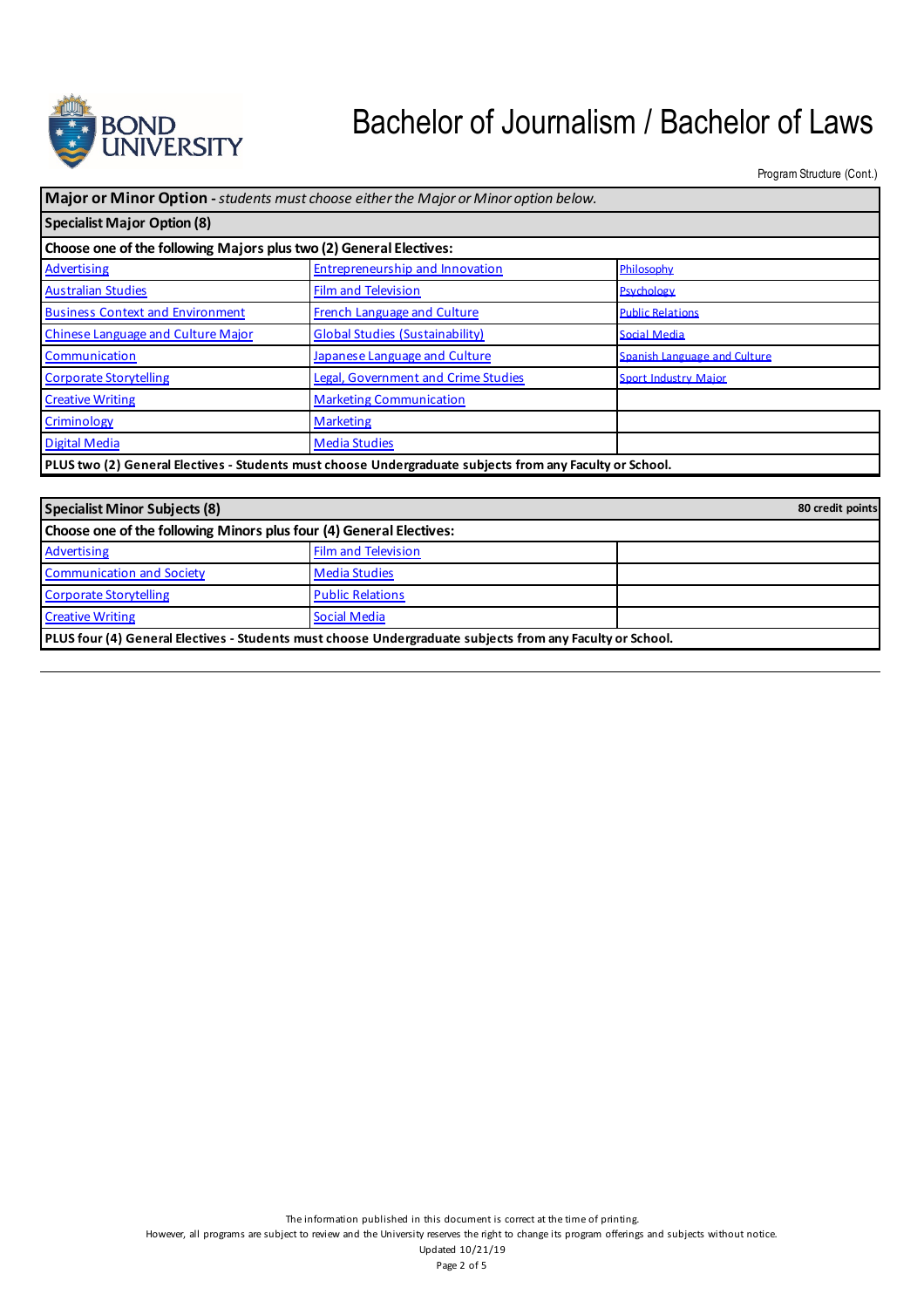# Bachelor of Journalism / Bachelor of Laws

Program Structure (Cont.)

| **Major or Minor Option** - *students must choose either the Major or Minor option below.* | | |
|---|---|---|
| **Specialist Major Option (8)** | | |
| **Choose one of the following Majors plus two (2) General Electives:** | | |
| Advertising | Entrepreneurship and Innovation | Philosophy |
| Australian Studies | Film and Television | Psychology |
| Business Context and Environment | French Language and Culture | Public Relations |
| Chinese Language and Culture Major | Global Studies (Sustainability) | Social Media |
| Communication | Japanese Language and Culture | Spanish Language and Culture |
| Corporate Storytelling | Legal, Government and Crime Studies | Sport Industry Major |
| Creative Writing | Marketing Communication | |
| Criminology | Marketing | |
| Digital Media | Media Studies | |
| **PLUS two (2) General Electives - Students must choose Undergraduate subjects from any Faculty or School.** | | |

| **Specialist Minor Subjects (8)** | | **80 credit points** |
|---|---|---|
| **Choose one of the following Minors plus four (4) General Electives:** | | |
| Advertising | Film and Television | |
| Communication and Society | Media Studies | |
| Corporate Storytelling | Public Relations | |
| Creative Writing | Social Media | |
| **PLUS four (4) General Electives - Students must choose Undergraduate subjects from any Faculty or School.** | | |

The information published in this document is correct at the time of printing.
However, all programs are subject to review and the University reserves the right to change its program offerings and subjects without notice.
Updated 10/21/19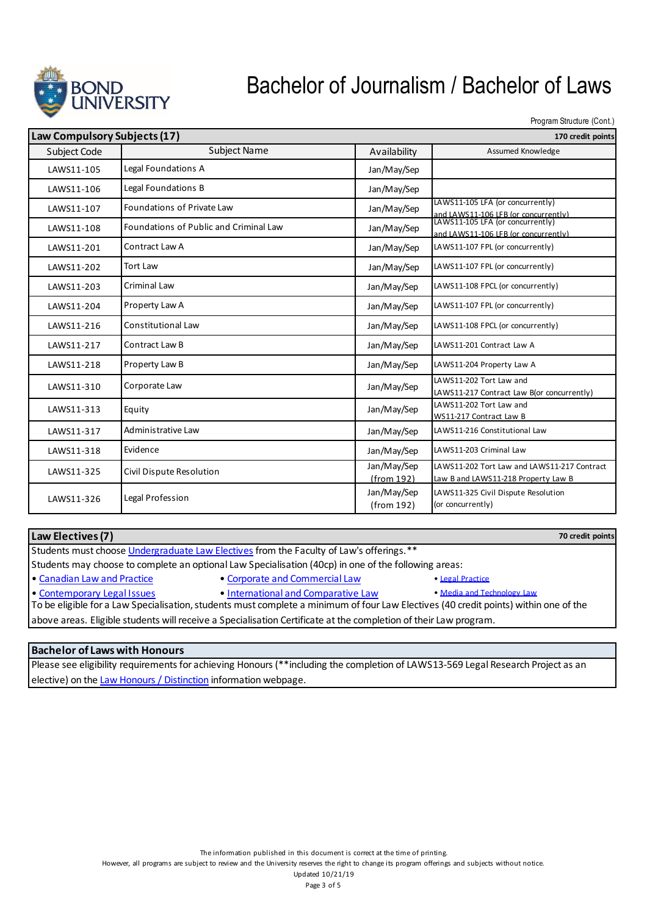# Bachelor of Journalism / Bachelor of Laws

Program Structure (Cont.)

| Law Compulsory Subjects (17) | | | 170 credit points |
|---|---|---|---|
| Subject Code | Subject Name | Availability | Assumed Knowledge |
| LAWS11-105 | Legal Foundations A | Jan/May/Sep | |
| LAWS11-106 | Legal Foundations B | Jan/May/Sep | |
| LAWS11-107 | Foundations of Private Law | Jan/May/Sep | LAWS11-105 LFA (or concurrently) and LAWS11-106 LFB (or concurrently) |
| LAWS11-108 | Foundations of Public and Criminal Law | Jan/May/Sep | LAWS11-105 LFA (or concurrently) and LAWS11-106 LFB (or concurrently) |
| LAWS11-201 | Contract Law A | Jan/May/Sep | LAWS11-107 FPL (or concurrently) |
| LAWS11-202 | Tort Law | Jan/May/Sep | LAWS11-107 FPL (or concurrently) |
| LAWS11-203 | Criminal Law | Jan/May/Sep | LAWS11-108 FPCL (or concurrently) |
| LAWS11-204 | Property Law A | Jan/May/Sep | LAWS11-107 FPL (or concurrently) |
| LAWS11-216 | Constitutional Law | Jan/May/Sep | LAWS11-108 FPCL (or concurrently) |
| LAWS11-217 | Contract Law B | Jan/May/Sep | LAWS11-201 Contract Law A |
| LAWS11-218 | Property Law B | Jan/May/Sep | LAWS11-204 Property Law A |
| LAWS11-310 | Corporate Law | Jan/May/Sep | LAWS11-202 Tort Law and LAWS11-217 Contract Law B(or concurrently) |
| LAWS11-313 | Equity | Jan/May/Sep | LAWS11-202 Tort Law and WS11-217 Contract Law B |
| LAWS11-317 | Administrative Law | Jan/May/Sep | LAWS11-216 Constitutional Law |
| LAWS11-318 | Evidence | Jan/May/Sep | LAWS11-203 Criminal Law |
| LAWS11-325 | Civil Dispute Resolution | Jan/May/Sep (from 192) | LAWS11-202 Tort Law and LAWS11-217 Contract Law B and LAWS11-218 Property Law B |
| LAWS11-326 | Legal Profession | Jan/May/Sep (from 192) | LAWS11-325 Civil Dispute Resolution (or concurrently) |

## Law Electives (7) — 70 credit points

Students must choose Undergraduate Law Electives from the Faculty of Law's offerings.**

Students may choose to complete an optional Law Specialisation (40cp) in one of the following areas:

- Canadian Law and Practice
- Corporate and Commercial Law
- Legal Practice
- Contemporary Legal Issues
- International and Comparative Law
- Media and Technology Law

To be eligible for a Law Specialisation, students must complete a minimum of four Law Electives (40 credit points) within one of the above areas. Eligible students will receive a Specialisation Certificate at the completion of their Law program.

## Bachelor of Laws with Honours

Please see eligibility requirements for achieving Honours (**including the completion of LAWS13-569 Legal Research Project as an elective) on the Law Honours / Distinction information webpage.

The information published in this document is correct at the time of printing.
However, all programs are subject to review and the University reserves the right to change its program offerings and subjects without notice.
Updated 10/21/19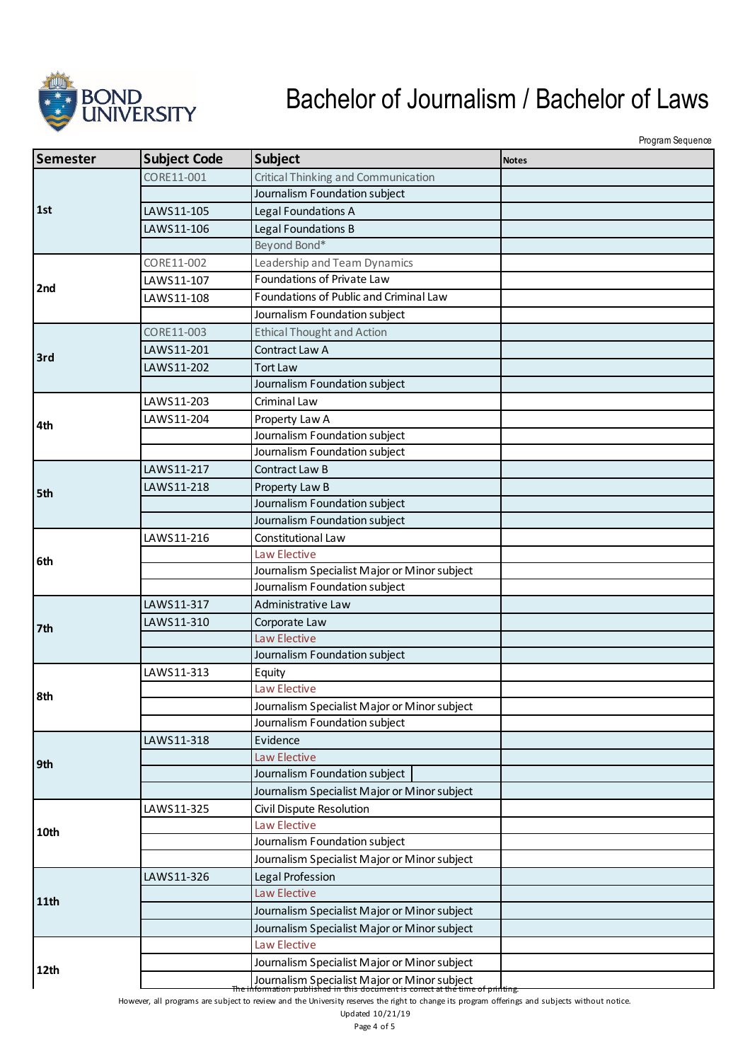# Bachelor of Journalism / Bachelor of Laws

Program Sequence

| Semester | Subject Code | Subject | Notes |
|---|---|---|---|
| 1st | CORE11-001 | Critical Thinking and Communication | |
| | | Journalism Foundation subject | |
| | LAWS11-105 | Legal Foundations A | |
| | LAWS11-106 | Legal Foundations B | |
| | | Beyond Bond* | |
| 2nd | CORE11-002 | Leadership and Team Dynamics | |
| | LAWS11-107 | Foundations of Private Law | |
| | LAWS11-108 | Foundations of Public and Criminal Law | |
| | | Journalism Foundation subject | |
| 3rd | CORE11-003 | Ethical Thought and Action | |
| | LAWS11-201 | Contract Law A | |
| | LAWS11-202 | Tort Law | |
| | | Journalism Foundation subject | |
| 4th | LAWS11-203 | Criminal Law | |
| | LAWS11-204 | Property Law A | |
| | | Journalism Foundation subject | |
| | | Journalism Foundation subject | |
| 5th | LAWS11-217 | Contract Law B | |
| | LAWS11-218 | Property Law B | |
| | | Journalism Foundation subject | |
| | | Journalism Foundation subject | |
| 6th | LAWS11-216 | Constitutional Law | |
| | | Law Elective | |
| | | Journalism Specialist Major or Minor subject | |
| | | Journalism Foundation subject | |
| 7th | LAWS11-317 | Administrative Law | |
| | LAWS11-310 | Corporate Law | |
| | | Law Elective | |
| | | Journalism Foundation subject | |
| 8th | LAWS11-313 | Equity | |
| | | Law Elective | |
| | | Journalism Specialist Major or Minor subject | |
| | | Journalism Foundation subject | |
| 9th | LAWS11-318 | Evidence | |
| | | Law Elective | |
| | | Journalism Foundation subject | |
| | | Journalism Specialist Major or Minor subject | |
| 10th | LAWS11-325 | Civil Dispute Resolution | |
| | | Law Elective | |
| | | Journalism Foundation subject | |
| | | Journalism Specialist Major or Minor subject | |
| 11th | LAWS11-326 | Legal Profession | |
| | | Law Elective | |
| | | Journalism Specialist Major or Minor subject | |
| | | Journalism Specialist Major or Minor subject | |
| 12th | | Law Elective | |
| | | Journalism Specialist Major or Minor subject | |
| | | Journalism Specialist Major or Minor subject | |

The information published in this document is correct at the time of printing.
However, all programs are subject to review and the University reserves the right to change its program offerings and subjects without notice.
Updated 10/21/19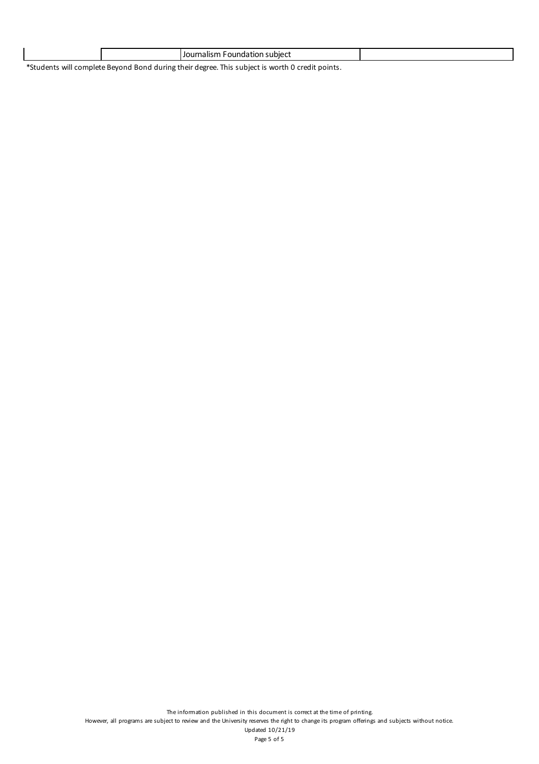| | | | |
|---|---|---|---|
| | | Journalism Foundation subject | |

*Students will complete Beyond Bond during their degree. This subject is worth 0 credit points.

The information published in this document is correct at the time of printing.
However, all programs are subject to review and the University reserves the right to change its program offerings and subjects without notice.
Updated 10/21/19